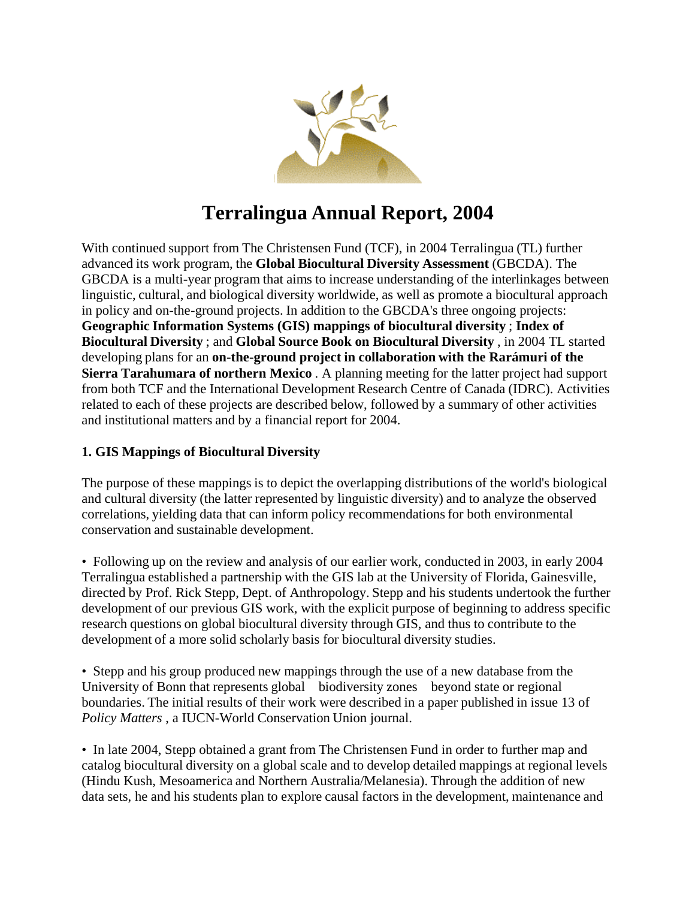# Terralingua Annual Report, 2004

With continued support from The Christensen Fund (TCF), in 2004 Terralingua (TL) further advanced its work program, the **Global Biocultural Diversity Assessment** (GBCDA). The GBCDA is a multi-year program that aims to increase understanding of the interlinkages between linguistic, cultural, and biological diversity worldwide, as well as promote a biocultural approach in policy and on-the-ground projects. In addition to the GBCDA's three ongoing projects: **Geographic Information Systems (GIS) mappings of biocultural diversity** ; **Index of Biocultural Diversity** ; and **Global Source Book on Biocultural Diversity** , in 2004 TL started developing plans for an **on-the-ground project in collaboration with the Rarámuri of the Sierra Tarahumara of northern Mexico** . A planning meeting for the latter project had support from both TCF and the International Development Research Centre of Canada (IDRC). Activities related to each of these projects are described below, followed by a summary of other activities and institutional matters and by a financial report for 2004.

### 1. GIS Mappings of Biocultural Diversity

The purpose of these mappings is to depict the overlapping distributions of the world's biological and cultural diversity (the latter represented by linguistic diversity) and to analyze the observed correlations, yielding data that can inform policy recommendations for both environmental conservation and sustainable development.

- Following up on the review and analysis of our earlier work, conducted in 2003, in early 2004 Terralingua established a partnership with the GIS lab at the University of Florida, Gainesville, directed by Prof. Rick Stepp, Dept. of Anthropology. Stepp and his students undertook the further development of our previous GIS work, with the explicit purpose of beginning to address specific research questions on global biocultural diversity through GIS, and thus to contribute to the development of a more solid scholarly basis for biocultural diversity studies.

- Stepp and his group produced new mappings through the use of a new database from the University of Bonn that represents global biodiversity zones beyond state or regional boundaries. The initial results of their work were described in a paper published in issue 13 of *Policy Matters* , a IUCN-World Conservation Union journal.

- In late 2004, Stepp obtained a grant from The Christensen Fund in order to further map and catalog biocultural diversity on a global scale and to develop detailed mappings at regional levels (Hindu Kush, Mesoamerica and Northern Australia/Melanesia). Through the addition of new data sets, he and his students plan to explore causal factors in the development, maintenance and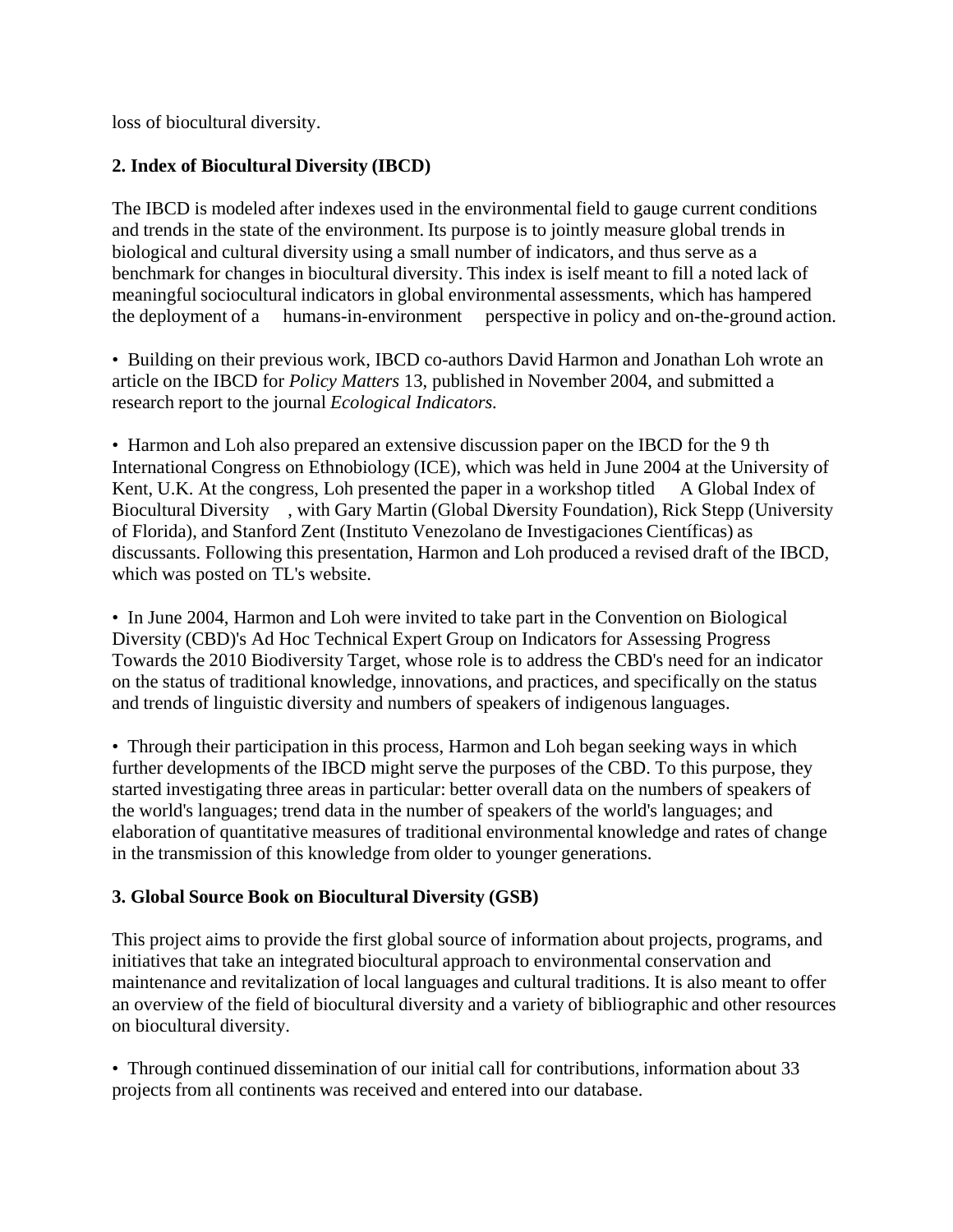loss of biocultural diversity.

**2. Index of Biocultural Diversity (IBCD)**

The IBCD is modeled after indexes used in the environmental field to gauge current conditions and trends in the state of the environment. Its purpose is to jointly measure global trends in biological and cultural diversity using a small number of indicators, and thus serve as a benchmark for changes in biocultural diversity. This index is iself meant to fill a noted lack of meaningful sociocultural indicators in global environmental assessments, which has hampered the deployment of a humans-in-environment perspective in policy and on-the-ground action.

- Building on their previous work, IBCD co-authors David Harmon and Jonathan Loh wrote an article on the IBCD for *Policy Matters* 13, published in November 2004, and submitted a research report to the journal *Ecological Indicators.*

- Harmon and Loh also prepared an extensive discussion paper on the IBCD for the 9 th International Congress on Ethnobiology (ICE), which was held in June 2004 at the University of Kent, U.K. At the congress, Loh presented the paper in a workshop titled A Global Index of Biocultural Diversity , with Gary Martin (Global Diversity Foundation), Rick Stepp (University of Florida), and Stanford Zent (Instituto Venezolano de Investigaciones Científicas) as discussants. Following this presentation, Harmon and Loh produced a revised draft of the IBCD, which was posted on TL's website.

- In June 2004, Harmon and Loh were invited to take part in the Convention on Biological Diversity (CBD)'s Ad Hoc Technical Expert Group on Indicators for Assessing Progress Towards the 2010 Biodiversity Target, whose role is to address the CBD's need for an indicator on the status of traditional knowledge, innovations, and practices, and specifically on the status and trends of linguistic diversity and numbers of speakers of indigenous languages.

- Through their participation in this process, Harmon and Loh began seeking ways in which further developments of the IBCD might serve the purposes of the CBD. To this purpose, they started investigating three areas in particular: better overall data on the numbers of speakers of the world's languages; trend data in the number of speakers of the world's languages; and elaboration of quantitative measures of traditional environmental knowledge and rates of change in the transmission of this knowledge from older to younger generations.

**3. Global Source Book on Biocultural Diversity (GSB)**

This project aims to provide the first global source of information about projects, programs, and initiatives that take an integrated biocultural approach to environmental conservation and maintenance and revitalization of local languages and cultural traditions. It is also meant to offer an overview of the field of biocultural diversity and a variety of bibliographic and other resources on biocultural diversity.

- Through continued dissemination of our initial call for contributions, information about 33 projects from all continents was received and entered into our database.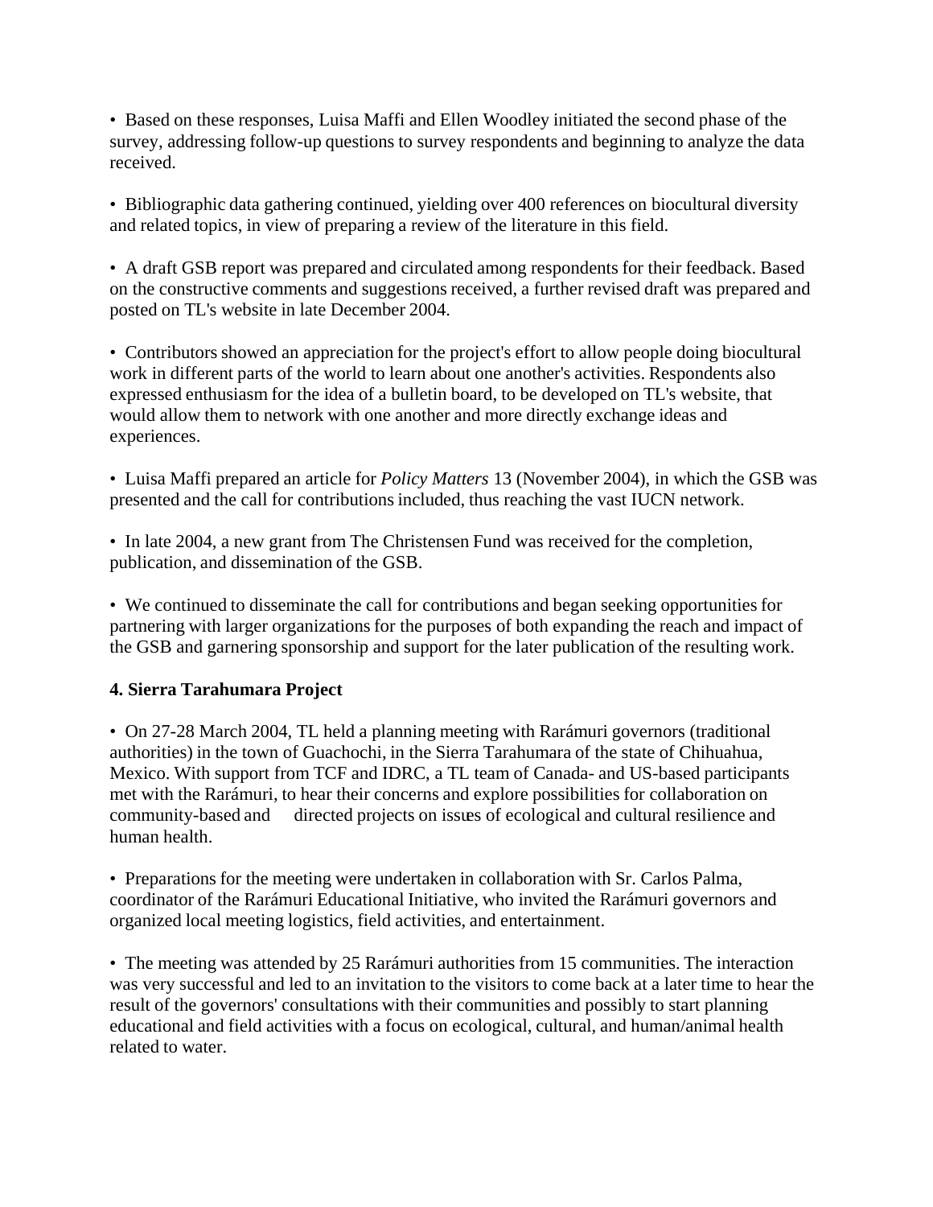- Based on these responses, Luisa Maffi and Ellen Woodley initiated the second phase of the survey, addressing follow-up questions to survey respondents and beginning to analyze the data received.

- Bibliographic data gathering continued, yielding over 400 references on biocultural diversity and related topics, in view of preparing a review of the literature in this field.

- A draft GSB report was prepared and circulated among respondents for their feedback. Based on the constructive comments and suggestions received, a further revised draft was prepared and posted on TL's website in late December 2004.

- Contributors showed an appreciation for the project's effort to allow people doing biocultural work in different parts of the world to learn about one another's activities. Respondents also expressed enthusiasm for the idea of a bulletin board, to be developed on TL's website, that would allow them to network with one another and more directly exchange ideas and experiences.

- Luisa Maffi prepared an article for *Policy Matters* 13 (November 2004), in which the GSB was presented and the call for contributions included, thus reaching the vast IUCN network.

- In late 2004, a new grant from The Christensen Fund was received for the completion, publication, and dissemination of the GSB.

- We continued to disseminate the call for contributions and began seeking opportunities for partnering with larger organizations for the purposes of both expanding the reach and impact of the GSB and garnering sponsorship and support for the later publication of the resulting work.

**4. Sierra Tarahumara Project**

- On 27-28 March 2004, TL held a planning meeting with Rarámuri governors (traditional authorities) in the town of Guachochi, in the Sierra Tarahumara of the state of Chihuahua, Mexico. With support from TCF and IDRC, a TL team of Canada- and US-based participants met with the Rarámuri, to hear their concerns and explore possibilities for collaboration on community-based and directed projects on issues of ecological and cultural resilience and human health.

- Preparations for the meeting were undertaken in collaboration with Sr. Carlos Palma, coordinator of the Rarámuri Educational Initiative, who invited the Rarámuri governors and organized local meeting logistics, field activities, and entertainment.

- The meeting was attended by 25 Rarámuri authorities from 15 communities. The interaction was very successful and led to an invitation to the visitors to come back at a later time to hear the result of the governors' consultations with their communities and possibly to start planning educational and field activities with a focus on ecological, cultural, and human/animal health related to water.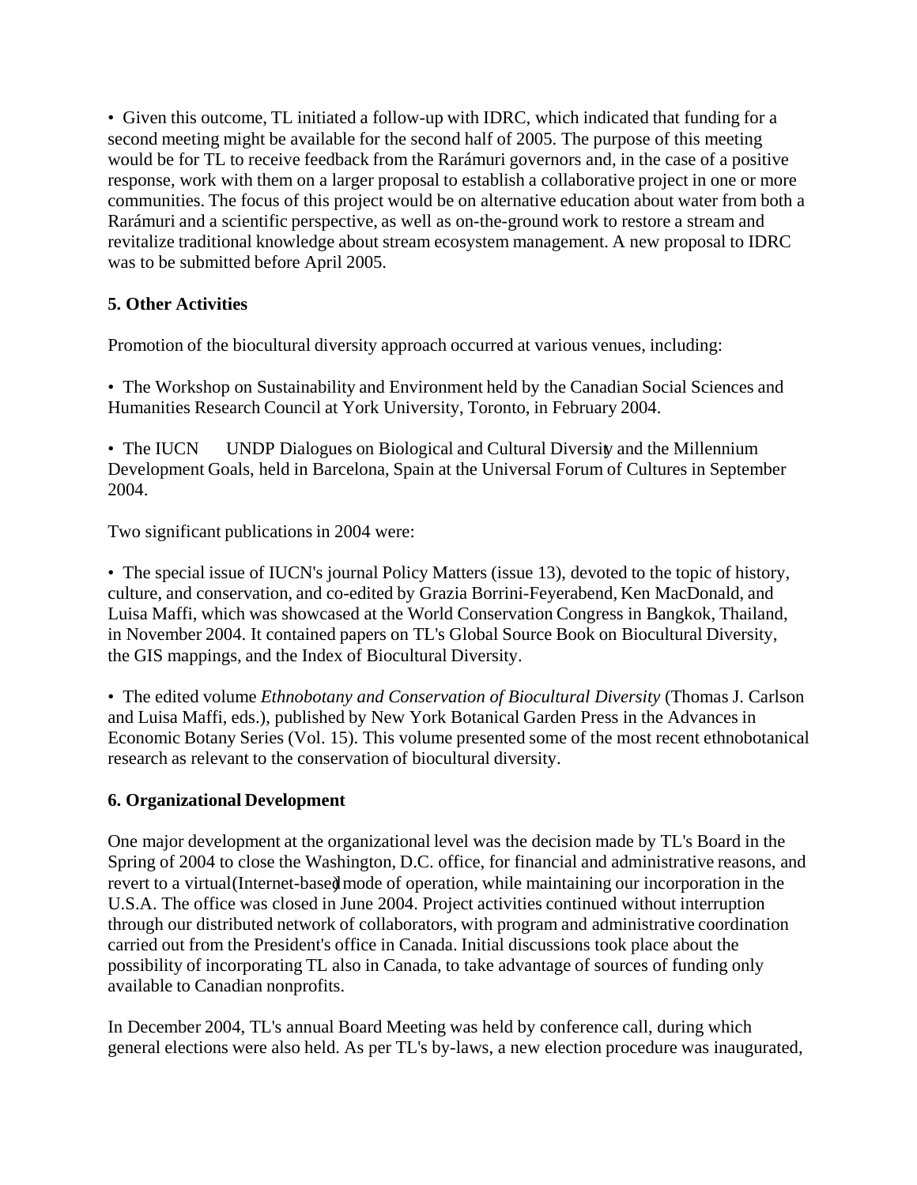• Given this outcome, TL initiated a follow-up with IDRC, which indicated that funding for a second meeting might be available for the second half of 2005. The purpose of this meeting would be for TL to receive feedback from the Rarámuri governors and, in the case of a positive response, work with them on a larger proposal to establish a collaborative project in one or more communities. The focus of this project would be on alternative education about water from both a Rarámuri and a scientific perspective, as well as on-the-ground work to restore a stream and revitalize traditional knowledge about stream ecosystem management. A new proposal to IDRC was to be submitted before April 2005.

**5. Other Activities**

Promotion of the biocultural diversity approach occurred at various venues, including:

• The Workshop on Sustainability and Environment held by the Canadian Social Sciences and Humanities Research Council at York University, Toronto, in February 2004.

• The IUCN UNDP Dialogues on Biological and Cultural Diversity and the Millennium Development Goals, held in Barcelona, Spain at the Universal Forum of Cultures in September 2004.

Two significant publications in 2004 were:

• The special issue of IUCN's journal Policy Matters (issue 13), devoted to the topic of history, culture, and conservation, and co-edited by Grazia Borrini-Feyerabend, Ken MacDonald, and Luisa Maffi, which was showcased at the World Conservation Congress in Bangkok, Thailand, in November 2004. It contained papers on TL's Global Source Book on Biocultural Diversity, the GIS mappings, and the Index of Biocultural Diversity.

• The edited volume *Ethnobotany and Conservation of Biocultural Diversity* (Thomas J. Carlson and Luisa Maffi, eds.), published by New York Botanical Garden Press in the Advances in Economic Botany Series (Vol. 15). This volume presented some of the most recent ethnobotanical research as relevant to the conservation of biocultural diversity.

**6. Organizational Development**

One major development at the organizational level was the decision made by TL's Board in the Spring of 2004 to close the Washington, D.C. office, for financial and administrative reasons, and revert to a virtual (Internet-based) mode of operation, while maintaining our incorporation in the U.S.A. The office was closed in June 2004. Project activities continued without interruption through our distributed network of collaborators, with program and administrative coordination carried out from the President's office in Canada. Initial discussions took place about the possibility of incorporating TL also in Canada, to take advantage of sources of funding only available to Canadian nonprofits.

In December 2004, TL's annual Board Meeting was held by conference call, during which general elections were also held. As per TL's by-laws, a new election procedure was inaugurated,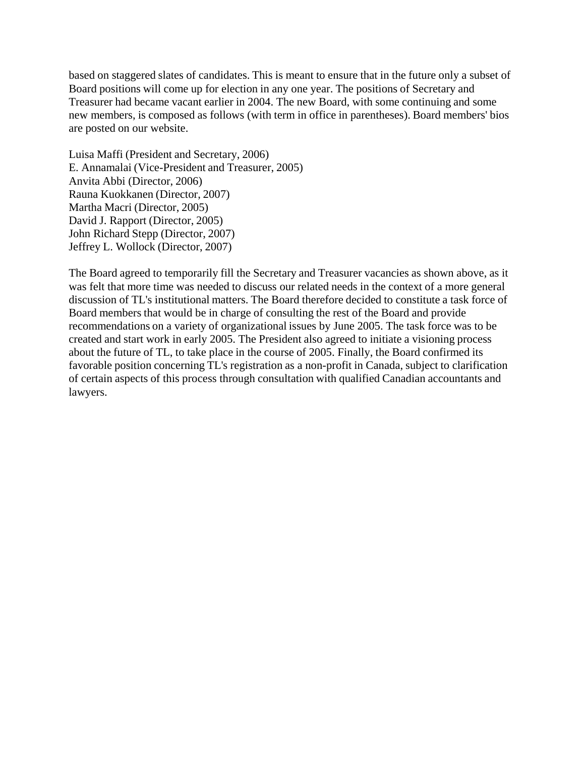based on staggered slates of candidates. This is meant to ensure that in the future only a subset of Board positions will come up for election in any one year. The positions of Secretary and Treasurer had became vacant earlier in 2004. The new Board, with some continuing and some new members, is composed as follows (with term in office in parentheses). Board members' bios are posted on our website.

Luisa Maffi (President and Secretary, 2006)
E. Annamalai (Vice-President and Treasurer, 2005)
Anvita Abbi (Director, 2006)
Rauna Kuokkanen (Director, 2007)
Martha Macri (Director, 2005)
David J. Rapport (Director, 2005)
John Richard Stepp (Director, 2007)
Jeffrey L. Wollock (Director, 2007)

The Board agreed to temporarily fill the Secretary and Treasurer vacancies as shown above, as it was felt that more time was needed to discuss our related needs in the context of a more general discussion of TL's institutional matters. The Board therefore decided to constitute a task force of Board members that would be in charge of consulting the rest of the Board and provide recommendations on a variety of organizational issues by June 2005. The task force was to be created and start work in early 2005. The President also agreed to initiate a visioning process about the future of TL, to take place in the course of 2005. Finally, the Board confirmed its favorable position concerning TL's registration as a non-profit in Canada, subject to clarification of certain aspects of this process through consultation with qualified Canadian accountants and lawyers.